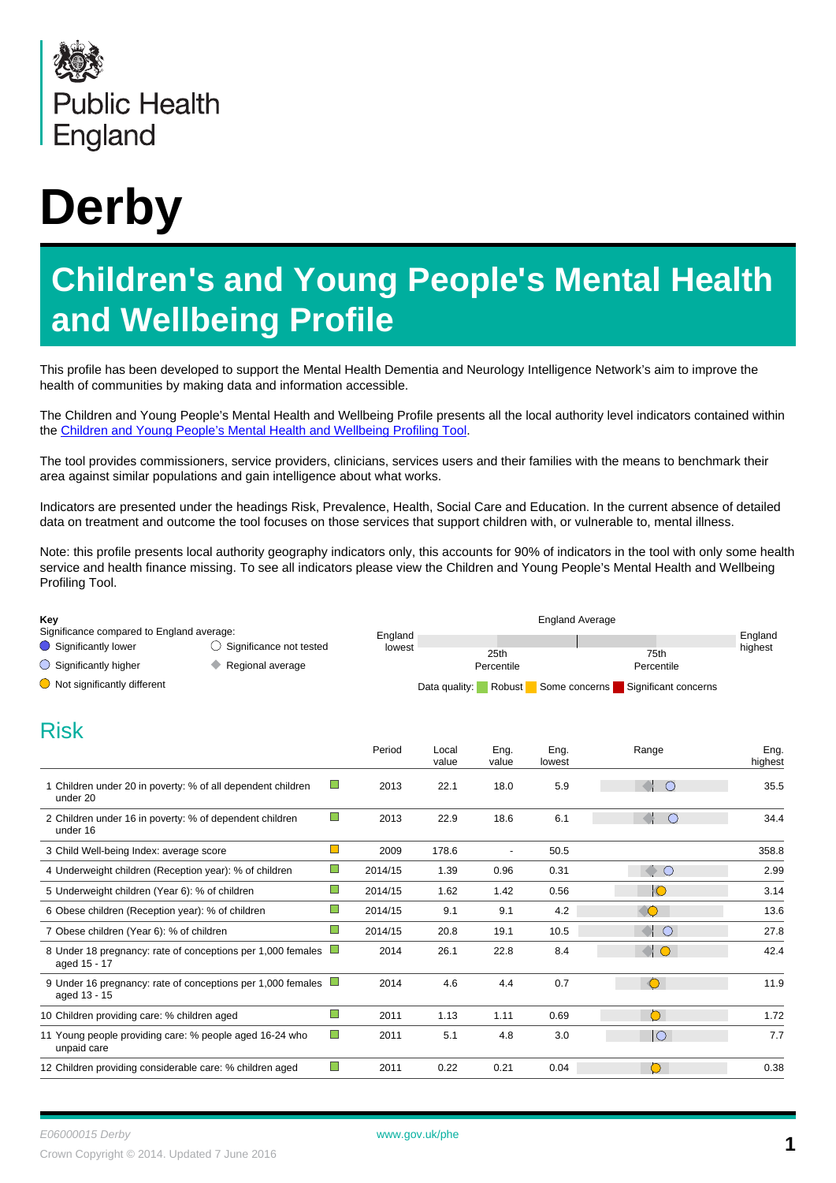Public Health England

# Derby

## Children's and Young People's Mental Health and Wellbeing Profile

This profile has been developed to support the Mental Health Dementia and Neurology Intelligence Network's aim to improve the health of communities by making data and information accessible.

The Children and Young People's Mental Health and Wellbeing Profile presents all the local authority level indicators contained within the Children and Young People's Mental Health and Wellbeing Profiling Tool.

The tool provides commissioners, service providers, clinicians, services users and their families with the means to benchmark their area against similar populations and gain intelligence about what works.

Indicators are presented under the headings Risk, Prevalence, Health, Social Care and Education. In the current absence of detailed data on treatment and outcome the tool focuses on those services that support children with, or vulnerable to, mental illness.

Note: this profile presents local authority geography indicators only, this accounts for 90% of indicators in the tool with only some health service and health finance missing. To see all indicators please view the Children and Young People's Mental Health and Wellbeing Profiling Tool.

**Key**

Significance compared to England average:

- Significantly lower
- Significantly higher
- Not significantly different
- Significance not tested
- Regional average

England lowest — 25th Percentile — England Average — 75th Percentile — England highest

Data quality: Robust | Some concerns | Significant concerns

## Risk

| | Indicator | Data quality | Period | Local value | Eng. value | Eng. lowest | Range | Eng. highest |
|---|---|---|---|---|---|---|---|---|
| 1 | Children under 20 in poverty: % of all dependent children under 20 | Robust | 2013 | 22.1 | 18.0 | 5.9 | Significantly higher | 35.5 |
| 2 | Children under 16 in poverty: % of dependent children under 16 | Robust | 2013 | 22.9 | 18.6 | 6.1 | Significantly higher | 34.4 |
| 3 | Child Well-being Index: average score | Some concerns | 2009 | 178.6 | - | 50.5 | | 358.8 |
| 4 | Underweight children (Reception year): % of children | Robust | 2014/15 | 1.39 | 0.96 | 0.31 | Significantly higher | 2.99 |
| 5 | Underweight children (Year 6): % of children | Robust | 2014/15 | 1.62 | 1.42 | 0.56 | Not significantly different | 3.14 |
| 6 | Obese children (Reception year): % of children | Robust | 2014/15 | 9.1 | 9.1 | 4.2 | Not significantly different | 13.6 |
| 7 | Obese children (Year 6): % of children | Robust | 2014/15 | 20.8 | 19.1 | 10.5 | Significantly higher | 27.8 |
| 8 | Under 18 pregnancy: rate of conceptions per 1,000 females aged 15 - 17 | Robust | 2014 | 26.1 | 22.8 | 8.4 | Not significantly different | 42.4 |
| 9 | Under 16 pregnancy: rate of conceptions per 1,000 females aged 13 - 15 | Robust | 2014 | 4.6 | 4.4 | 0.7 | Not significantly different | 11.9 |
| 10 | Children providing care: % children aged | Robust | 2011 | 1.13 | 1.11 | 0.69 | Not significantly different | 1.72 |
| 11 | Young people providing care: % people aged 16-24 who unpaid care | Robust | 2011 | 5.1 | 4.8 | 3.0 | Significantly higher | 7.7 |
| 12 | Children providing considerable care: % children aged | Robust | 2011 | 0.22 | 0.21 | 0.04 | Not significantly different | 0.38 |

E06000015 Derby

www.gov.uk/phe

Crown Copyright © 2014. Updated 7 June 2016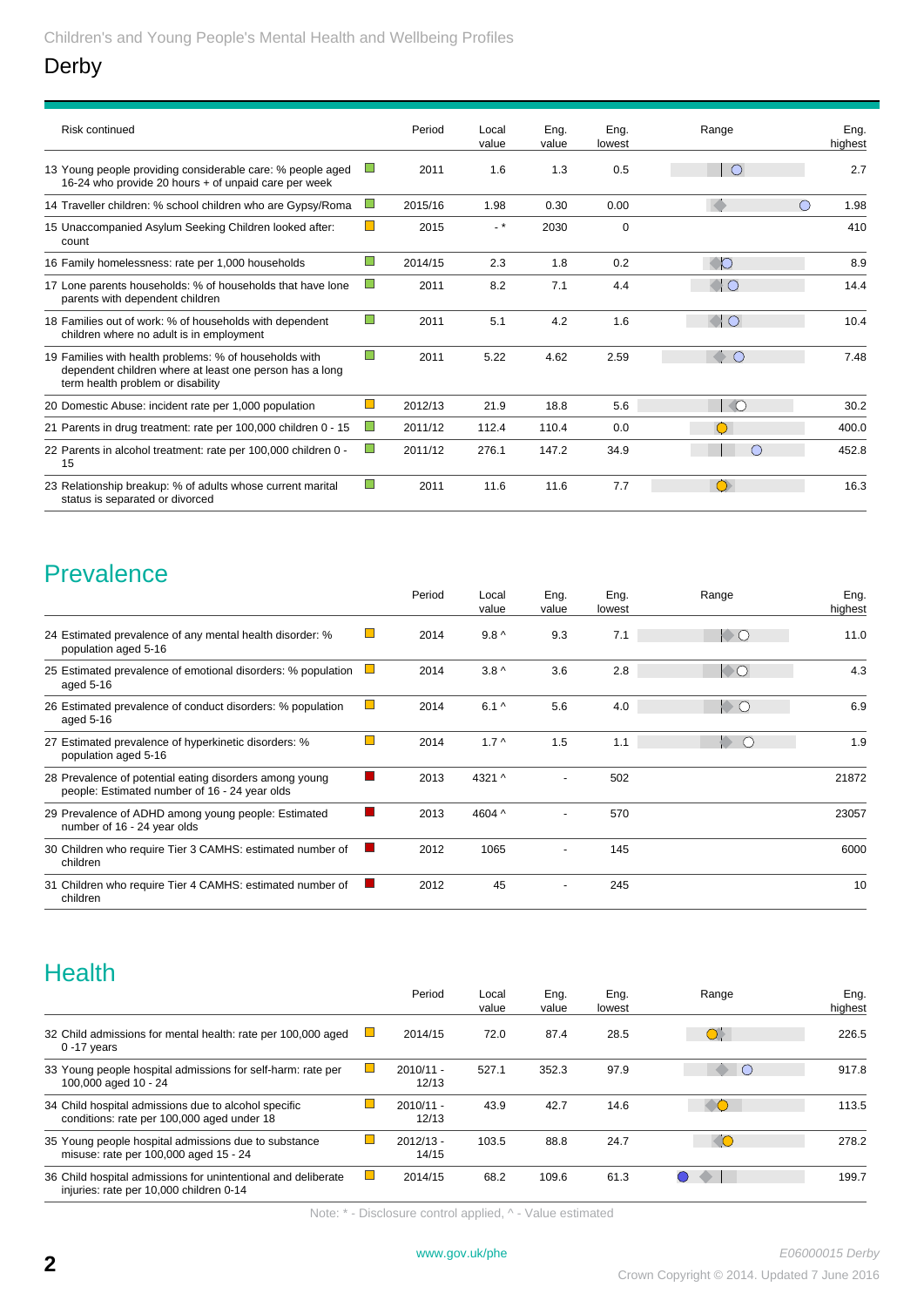Children's and Young People's Mental Health and Wellbeing Profiles

# Derby

| Risk continued | | Period | Local value | Eng. value | Eng. lowest | Range | Eng. highest |
|---|---|---|---|---|---|---|---|
| 13 Young people providing considerable care: % people aged 16-24 who provide 20 hours + of unpaid care per week | | 2011 | 1.6 | 1.3 | 0.5 | | 2.7 |
| 14 Traveller children: % school children who are Gypsy/Roma | | 2015/16 | 1.98 | 0.30 | 0.00 | | 1.98 |
| 15 Unaccompanied Asylum Seeking Children looked after: count | | 2015 | - * | 2030 | 0 | | 410 |
| 16 Family homelessness: rate per 1,000 households | | 2014/15 | 2.3 | 1.8 | 0.2 | | 8.9 |
| 17 Lone parents households: % of households with lone parents with dependent children | | 2011 | 8.2 | 7.1 | 4.4 | | 14.4 |
| 18 Families out of work: % of households with dependent children where no adult is in employment | | 2011 | 5.1 | 4.2 | 1.6 | | 10.4 |
| 19 Families with health problems: % of households with dependent children where at least one person has a long term health problem or disability | | 2011 | 5.22 | 4.62 | 2.59 | | 7.48 |
| 20 Domestic Abuse: incident rate per 1,000 population | | 2012/13 | 21.9 | 18.8 | 5.6 | | 30.2 |
| 21 Parents in drug treatment: rate per 100,000 children 0 - 15 | | 2011/12 | 112.4 | 110.4 | 0.0 | | 400.0 |
| 22 Parents in alcohol treatment: rate per 100,000 children 0 - 15 | | 2011/12 | 276.1 | 147.2 | 34.9 | | 452.8 |
| 23 Relationship breakup: % of adults whose current marital status is separated or divorced | | 2011 | 11.6 | 11.6 | 7.7 | | 16.3 |

## Prevalence

| | | Period | Local value | Eng. value | Eng. lowest | Range | Eng. highest |
|---|---|---|---|---|---|---|---|
| 24 Estimated prevalence of any mental health disorder: % population aged 5-16 | | 2014 | 9.8 ^ | 9.3 | 7.1 | | 11.0 |
| 25 Estimated prevalence of emotional disorders: % population aged 5-16 | | 2014 | 3.8 ^ | 3.6 | 2.8 | | 4.3 |
| 26 Estimated prevalence of conduct disorders: % population aged 5-16 | | 2014 | 6.1 ^ | 5.6 | 4.0 | | 6.9 |
| 27 Estimated prevalence of hyperkinetic disorders: % population aged 5-16 | | 2014 | 1.7 ^ | 1.5 | 1.1 | | 1.9 |
| 28 Prevalence of potential eating disorders among young people: Estimated number of 16 - 24 year olds | | 2013 | 4321 ^ | - | 502 | | 21872 |
| 29 Prevalence of ADHD among young people: Estimated number of 16 - 24 year olds | | 2013 | 4604 ^ | - | 570 | | 23057 |
| 30 Children who require Tier 3 CAMHS: estimated number of children | | 2012 | 1065 | - | 145 | | 6000 |
| 31 Children who require Tier 4 CAMHS: estimated number of children | | 2012 | 45 | - | 245 | | 10 |

## Health

| | | Period | Local value | Eng. value | Eng. lowest | Range | Eng. highest |
|---|---|---|---|---|---|---|---|
| 32 Child admissions for mental health: rate per 100,000 aged 0 -17 years | | 2014/15 | 72.0 | 87.4 | 28.5 | | 226.5 |
| 33 Young people hospital admissions for self-harm: rate per 100,000 aged 10 - 24 | | 2010/11 - 12/13 | 527.1 | 352.3 | 97.9 | | 917.8 |
| 34 Child hospital admissions due to alcohol specific conditions: rate per 100,000 aged under 18 | | 2010/11 - 12/13 | 43.9 | 42.7 | 14.6 | | 113.5 |
| 35 Young people hospital admissions due to substance misuse: rate per 100,000 aged 15 - 24 | | 2012/13 - 14/15 | 103.5 | 88.8 | 24.7 | | 278.2 |
| 36 Child hospital admissions for unintentional and deliberate injuries: rate per 10,000 children 0-14 | | 2014/15 | 68.2 | 109.6 | 61.3 | | 199.7 |

Note: * - Disclosure control applied, ^ - Value estimated

www.gov.uk/phe

E06000015 Derby

Crown Copyright © 2014. Updated 7 June 2016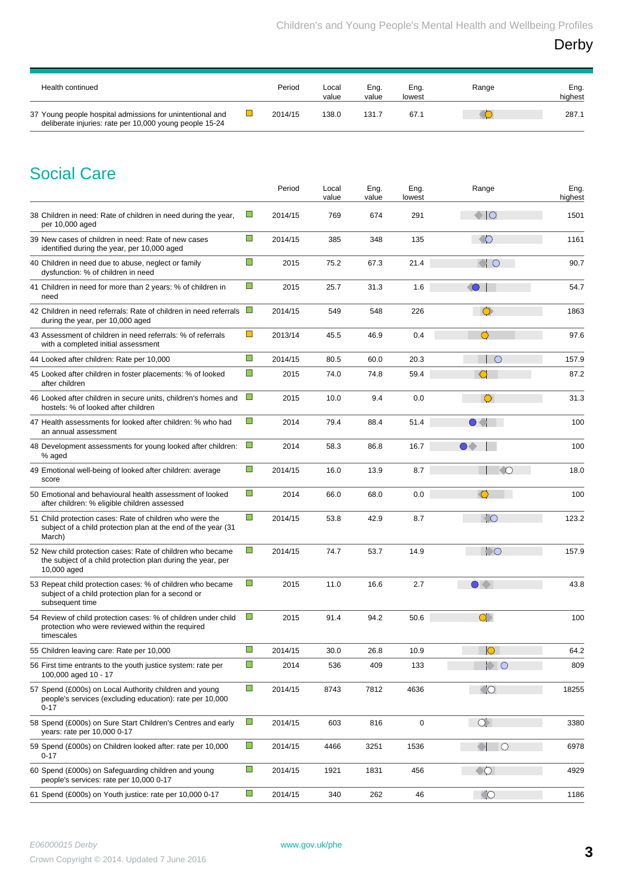| Health continued | | Period | Local value | Eng. value | Eng. lowest | Range | Eng. highest |
|---|---|---|---|---|---|---|---|
| 37 Young people hospital admissions for unintentional and deliberate injuries: rate per 10,000 young people 15-24 | | 2014/15 | 138.0 | 131.7 | 67.1 | | 287.1 |

## Social Care

| | | Period | Local value | Eng. value | Eng. lowest | Range | Eng. highest |
|---|---|---|---|---|---|---|---|
| 38 Children in need: Rate of children in need during the year, per 10,000 aged | | 2014/15 | 769 | 674 | 291 | | 1501 |
| 39 New cases of children in need: Rate of new cases identified during the year, per 10,000 aged | | 2014/15 | 385 | 348 | 135 | | 1161 |
| 40 Children in need due to abuse, neglect or family dysfunction: % of children in need | | 2015 | 75.2 | 67.3 | 21.4 | | 90.7 |
| 41 Children in need for more than 2 years: % of children in need | | 2015 | 25.7 | 31.3 | 1.6 | | 54.7 |
| 42 Children in need referrals: Rate of children in need referrals during the year, per 10,000 aged | | 2014/15 | 549 | 548 | 226 | | 1863 |
| 43 Assessment of children in need referrals: % of referrals with a completed initial assessment | | 2013/14 | 45.5 | 46.9 | 0.4 | | 97.6 |
| 44 Looked after children: Rate per 10,000 | | 2014/15 | 80.5 | 60.0 | 20.3 | | 157.9 |
| 45 Looked after children in foster placements: % of looked after children | | 2015 | 74.0 | 74.8 | 59.4 | | 87.2 |
| 46 Looked after children in secure units, children's homes and hostels: % of looked after children | | 2015 | 10.0 | 9.4 | 0.0 | | 31.3 |
| 47 Health assessments for looked after children: % who had an annual assessment | | 2014 | 79.4 | 88.4 | 51.4 | | 100 |
| 48 Development assessments for young looked after children: % aged | | 2014 | 58.3 | 86.8 | 16.7 | | 100 |
| 49 Emotional well-being of looked after children: average score | | 2014/15 | 16.0 | 13.9 | 8.7 | | 18.0 |
| 50 Emotional and behavioural health assessment of looked after children: % eligible children assessed | | 2014 | 66.0 | 68.0 | 0.0 | | 100 |
| 51 Child protection cases: Rate of children who were the subject of a child protection plan at the end of the year (31 March) | | 2014/15 | 53.8 | 42.9 | 8.7 | | 123.2 |
| 52 New child protection cases: Rate of children who became the subject of a child protection plan during the year, per 10,000 aged | | 2014/15 | 74.7 | 53.7 | 14.9 | | 157.9 |
| 53 Repeat child protection cases: % of children who became subject of a child protection plan for a second or subsequent time | | 2015 | 11.0 | 16.6 | 2.7 | | 43.8 |
| 54 Review of child protection cases: % of children under child protection who were reviewed within the required timescales | | 2015 | 91.4 | 94.2 | 50.6 | | 100 |
| 55 Children leaving care: Rate per 10,000 | | 2014/15 | 30.0 | 26.8 | 10.9 | | 64.2 |
| 56 First time entrants to the youth justice system: rate per 100,000 aged 10 - 17 | | 2014 | 536 | 409 | 133 | | 809 |
| 57 Spend (£000s) on Local Authority children and young people's services (excluding education): rate per 10,000 0-17 | | 2014/15 | 8743 | 7812 | 4636 | | 18255 |
| 58 Spend (£000s) on Sure Start Children's Centres and early years: rate per 10,000 0-17 | | 2014/15 | 603 | 816 | 0 | | 3380 |
| 59 Spend (£000s) on Children looked after: rate per 10,000 0-17 | | 2014/15 | 4466 | 3251 | 1536 | | 6978 |
| 60 Spend (£000s) on Safeguarding children and young people's services: rate per 10,000 0-17 | | 2014/15 | 1921 | 1831 | 456 | | 4929 |
| 61 Spend (£000s) on Youth justice: rate per 10,000 0-17 | | 2014/15 | 340 | 262 | 46 | | 1186 |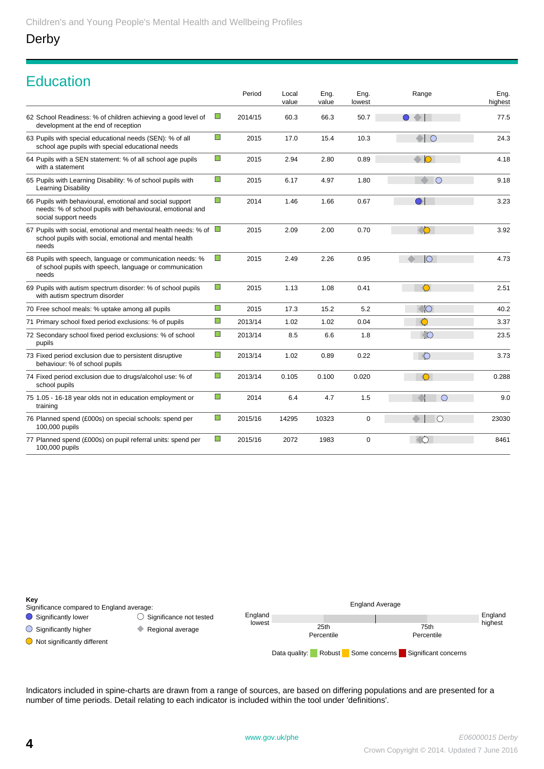Children's and Young People's Mental Health and Wellbeing Profiles

# Derby

## Education

| | Period | Local value | Eng. value | Eng. lowest | Range | Eng. highest |
|---|---|---|---|---|---|---|
| 62 School Readiness: % of children achieving a good level of development at the end of reception | 2014/15 | 60.3 | 66.3 | 50.7 | | 77.5 |
| 63 Pupils with special educational needs (SEN): % of all school age pupils with special educational needs | 2015 | 17.0 | 15.4 | 10.3 | | 24.3 |
| 64 Pupils with a SEN statement: % of all school age pupils with a statement | 2015 | 2.94 | 2.80 | 0.89 | | 4.18 |
| 65 Pupils with Learning Disability: % of school pupils with Learning Disability | 2015 | 6.17 | 4.97 | 1.80 | | 9.18 |
| 66 Pupils with behavioural, emotional and social support needs: % of school pupils with behavioural, emotional and social support needs | 2014 | 1.46 | 1.66 | 0.67 | | 3.23 |
| 67 Pupils with social, emotional and mental health needs: % of school pupils with social, emotional and mental health needs | 2015 | 2.09 | 2.00 | 0.70 | | 3.92 |
| 68 Pupils with speech, language or communication needs: % of school pupils with speech, language or communication needs | 2015 | 2.49 | 2.26 | 0.95 | | 4.73 |
| 69 Pupils with autism spectrum disorder: % of school pupils with autism spectrum disorder | 2015 | 1.13 | 1.08 | 0.41 | | 2.51 |
| 70 Free school meals: % uptake among all pupils | 2015 | 17.3 | 15.2 | 5.2 | | 40.2 |
| 71 Primary school fixed period exclusions: % of pupils | 2013/14 | 1.02 | 1.02 | 0.04 | | 3.37 |
| 72 Secondary school fixed period exclusions: % of school pupils | 2013/14 | 8.5 | 6.6 | 1.8 | | 23.5 |
| 73 Fixed period exclusion due to persistent disruptive behaviour: % of school pupils | 2013/14 | 1.02 | 0.89 | 0.22 | | 3.73 |
| 74 Fixed period exclusion due to drugs/alcohol use: % of school pupils | 2013/14 | 0.105 | 0.100 | 0.020 | | 0.288 |
| 75 1.05 - 16-18 year olds not in education employment or training | 2014 | 6.4 | 4.7 | 1.5 | | 9.0 |
| 76 Planned spend (£000s) on special schools: spend per 100,000 pupils | 2015/16 | 14295 | 10323 | 0 | | 23030 |
| 77 Planned spend (£000s) on pupil referral units: spend per 100,000 pupils | 2015/16 | 2072 | 1983 | 0 | | 8461 |

**Key**

Significance compared to England average:

- Significantly lower
- Significantly higher
- Not significantly different
- Significance not tested
- Regional average

England Average
England lowest
25th Percentile
75th Percentile
England highest

Data quality: Robust | Some concerns | Significant concerns

Indicators included in spine-charts are drawn from a range of sources, are based on differing populations and are presented for a number of time periods. Detail relating to each indicator is included within the tool under 'definitions'.

www.gov.uk/phe

E06000015 Derby

Crown Copyright © 2014. Updated 7 June 2016